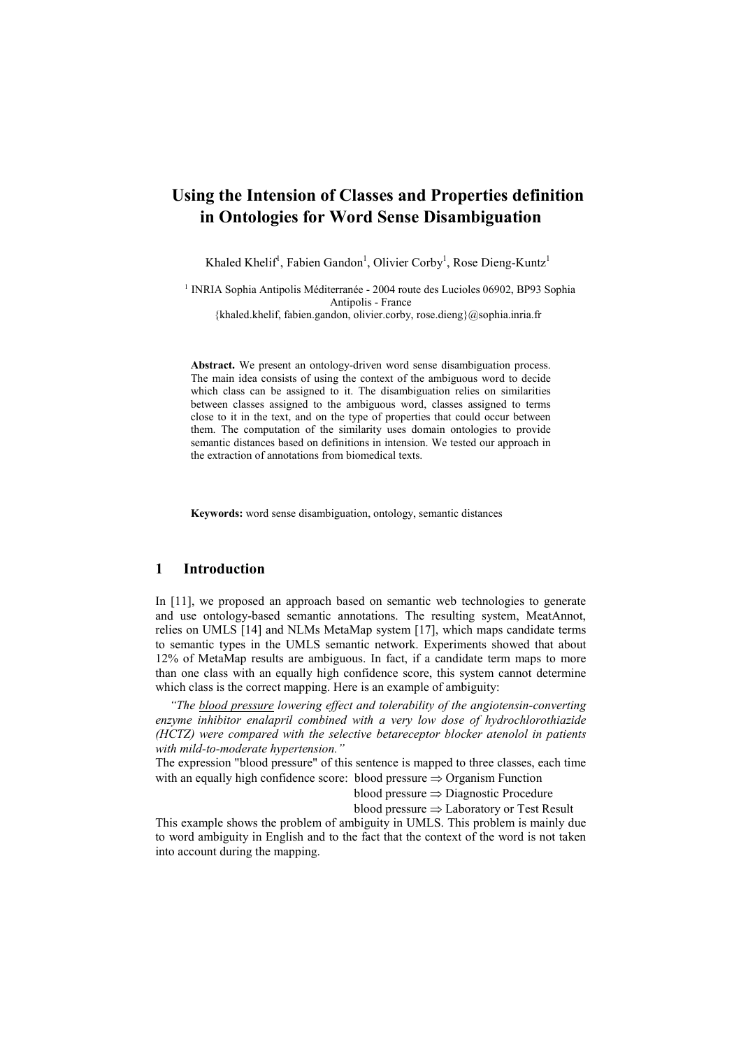# Using the Intension of Classes and Properties definition in Ontologies for Word Sense Disambiguation

Khaled Khelif[1], Fabien Gandon[1], Olivier Corby[1], Rose Dieng-Kuntz[1]

[1] INRIA Sophia Antipolis Méditerranée - 2004 route des Lucioles 06902, BP93 Sophia Antipolis - France
{khaled.khelif, fabien.gandon, olivier.corby, rose.dieng}@sophia.inria.fr

**Abstract.** We present an ontology-driven word sense disambiguation process. The main idea consists of using the context of the ambiguous word to decide which class can be assigned to it. The disambiguation relies on similarities between classes assigned to the ambiguous word, classes assigned to terms close to it in the text, and on the type of properties that could occur between them. The computation of the similarity uses domain ontologies to provide semantic distances based on definitions in intension. We tested our approach in the extraction of annotations from biomedical texts.

**Keywords:** word sense disambiguation, ontology, semantic distances

## 1 Introduction

In [11], we proposed an approach based on semantic web technologies to generate and use ontology-based semantic annotations. The resulting system, MeatAnnot, relies on UMLS [14] and NLMs MetaMap system [17], which maps candidate terms to semantic types in the UMLS semantic network. Experiments showed that about 12% of MetaMap results are ambiguous. In fact, if a candidate term maps to more than one class with an equally high confidence score, this system cannot determine which class is the correct mapping. Here is an example of ambiguity:

*"The blood pressure lowering effect and tolerability of the angiotensin-converting enzyme inhibitor enalapril combined with a very low dose of hydrochlorothiazide (HCTZ) were compared with the selective betareceptor blocker atenolol in patients with mild-to-moderate hypertension."*

The expression "blood pressure" of this sentence is mapped to three classes, each time with an equally high confidence score:

- blood pressure ⇒ Organism Function
- blood pressure ⇒ Diagnostic Procedure
- blood pressure ⇒ Laboratory or Test Result

This example shows the problem of ambiguity in UMLS. This problem is mainly due to word ambiguity in English and to the fact that the context of the word is not taken into account during the mapping.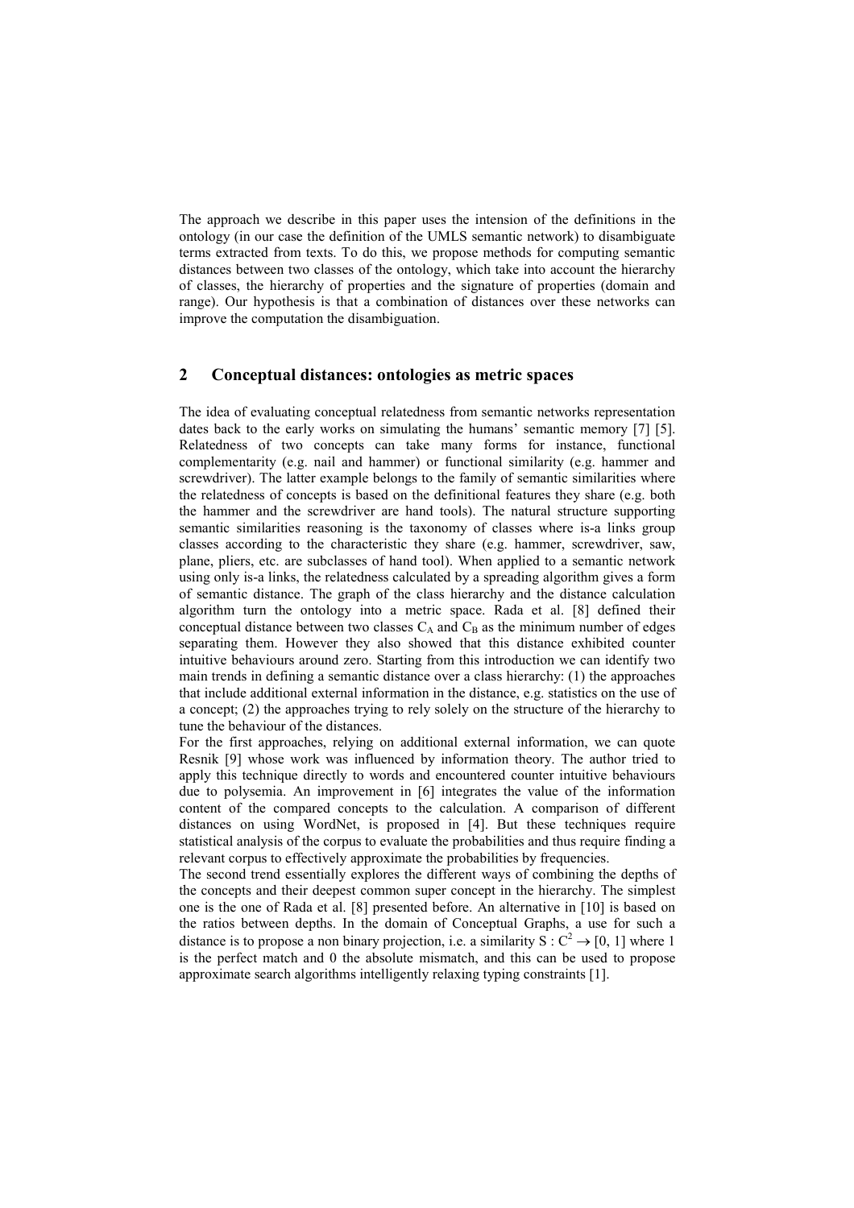The approach we describe in this paper uses the intension of the definitions in the ontology (in our case the definition of the UMLS semantic network) to disambiguate terms extracted from texts. To do this, we propose methods for computing semantic distances between two classes of the ontology, which take into account the hierarchy of classes, the hierarchy of properties and the signature of properties (domain and range). Our hypothesis is that a combination of distances over these networks can improve the computation the disambiguation.

## 2 Conceptual distances: ontologies as metric spaces

The idea of evaluating conceptual relatedness from semantic networks representation dates back to the early works on simulating the humans' semantic memory [7] [5]. Relatedness of two concepts can take many forms for instance, functional complementarity (e.g. nail and hammer) or functional similarity (e.g. hammer and screwdriver). The latter example belongs to the family of semantic similarities where the relatedness of concepts is based on the definitional features they share (e.g. both the hammer and the screwdriver are hand tools). The natural structure supporting semantic similarities reasoning is the taxonomy of classes where is-a links group classes according to the characteristic they share (e.g. hammer, screwdriver, saw, plane, pliers, etc. are subclasses of hand tool). When applied to a semantic network using only is-a links, the relatedness calculated by a spreading algorithm gives a form of semantic distance. The graph of the class hierarchy and the distance calculation algorithm turn the ontology into a metric space. Rada et al. [8] defined their conceptual distance between two classes $C_A$ and $C_B$ as the minimum number of edges separating them. However they also showed that this distance exhibited counter intuitive behaviours around zero. Starting from this introduction we can identify two main trends in defining a semantic distance over a class hierarchy: (1) the approaches that include additional external information in the distance, e.g. statistics on the use of a concept; (2) the approaches trying to rely solely on the structure of the hierarchy to tune the behaviour of the distances.

For the first approaches, relying on additional external information, we can quote Resnik [9] whose work was influenced by information theory. The author tried to apply this technique directly to words and encountered counter intuitive behaviours due to polysemia. An improvement in [6] integrates the value of the information content of the compared concepts to the calculation. A comparison of different distances on using WordNet, is proposed in [4]. But these techniques require statistical analysis of the corpus to evaluate the probabilities and thus require finding a relevant corpus to effectively approximate the probabilities by frequencies.

The second trend essentially explores the different ways of combining the depths of the concepts and their deepest common super concept in the hierarchy. The simplest one is the one of Rada et al. [8] presented before. An alternative in [10] is based on the ratios between depths. In the domain of Conceptual Graphs, a use for such a distance is to propose a non binary projection, i.e. a similarity $S : C^2 \rightarrow [0, 1]$ where 1 is the perfect match and 0 the absolute mismatch, and this can be used to propose approximate search algorithms intelligently relaxing typing constraints [1].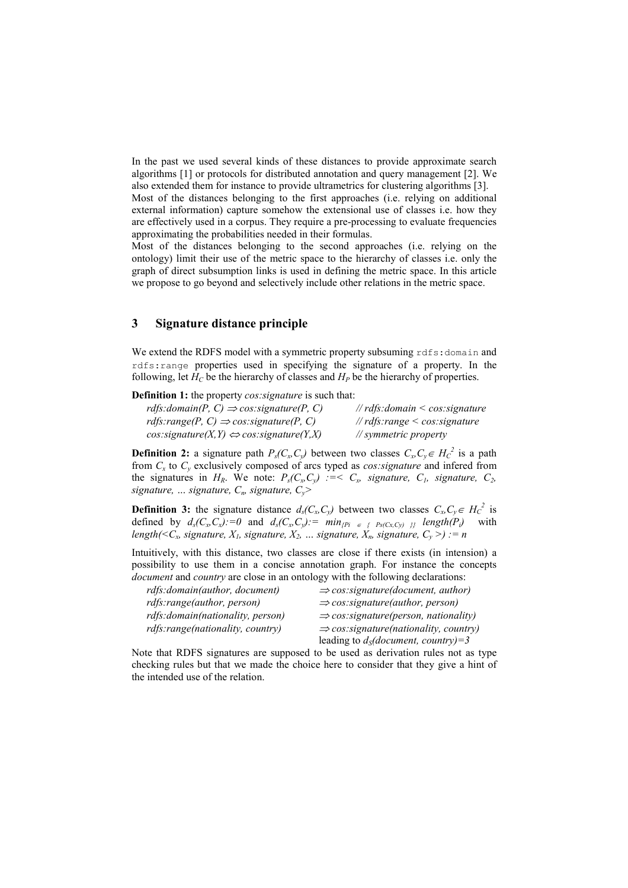In the past we used several kinds of these distances to provide approximate search algorithms [1] or protocols for distributed annotation and query management [2]. We also extended them for instance to provide ultrametrics for clustering algorithms [3].
Most of the distances belonging to the first approaches (i.e. relying on additional external information) capture somehow the extensional use of classes i.e. how they are effectively used in a corpus. They require a pre-processing to evaluate frequencies approximating the probabilities needed in their formulas.
Most of the distances belonging to the second approaches (i.e. relying on the ontology) limit their use of the metric space to the hierarchy of classes i.e. only the graph of direct subsumption links is used in defining the metric space. In this article we propose to go beyond and selectively include other relations in the metric space.

## 3 Signature distance principle

We extend the RDFS model with a symmetric property subsuming `rdfs:domain` and `rdfs:range` properties used in specifying the signature of a property. In the following, let $H_C$ be the hierarchy of classes and $H_P$ be the hierarchy of properties.

**Definition 1:** the property *cos:signature* is such that:

| | |
|---|---|
| *rdfs:domain(P, C)* $\Rightarrow$ *cos:signature(P, C)* | *// rdfs:domain < cos:signature* |
| *rdfs:range(P, C)* $\Rightarrow$ *cos:signature(P, C)* | *// rdfs:range < cos:signature* |
| *cos:signature(X,Y)* $\Leftrightarrow$ *cos:signature(Y,X)* | *// symmetric property* |

**Definition 2:** a signature path $P_s(C_x,C_y)$ between two classes $C_x,C_y \in H_C^2$ is a path from $C_x$ to $C_y$ exclusively composed of arcs typed as *cos:signature* and infered from the signatures in $H_R$. We note: $P_s(C_x,C_y) := < C_x,\ signature,\ C_1,\ signature,\ C_2,\ signature,\ \ldots\ signature,\ C_n,\ signature,\ C_y >$

**Definition 3:** the signature distance $d_s(C_x,C_y)$ between two classes $C_x,C_y \in H_C^2$ is defined by $d_s(C_x,C_x) := 0$ and $d_s(C_x,C_y) := min_{\{P_i\ \in\ \{\ Ps(Cx,Cy)\ \}\}}\ length(P_i)$ with $length(< C_x,\ signature,\ X_1,\ signature,\ X_2,\ \ldots\ signature,\ X_n,\ signature,\ C_y >) := n$

Intuitively, with this distance, two classes are close if there exists (in intension) a possibility to use them in a concise annotation graph. For instance the concepts *document* and *country* are close in an ontology with the following declarations:

| | |
|---|---|
| *rdfs:domain(author, document)* | $\Rightarrow$ *cos:signature(document, author)* |
| *rdfs:range(author, person)* | $\Rightarrow$ *cos:signature(author, person)* |
| *rdfs:domain(nationality, person)* | $\Rightarrow$ *cos:signature(person, nationality)* |
| *rdfs:range(nationality, country)* | $\Rightarrow$ *cos:signature(nationality, country)* |
| | leading to $d_S(document, country)=3$ |

Note that RDFS signatures are supposed to be used as derivation rules not as type checking rules but that we made the choice here to consider that they give a hint of the intended use of the relation.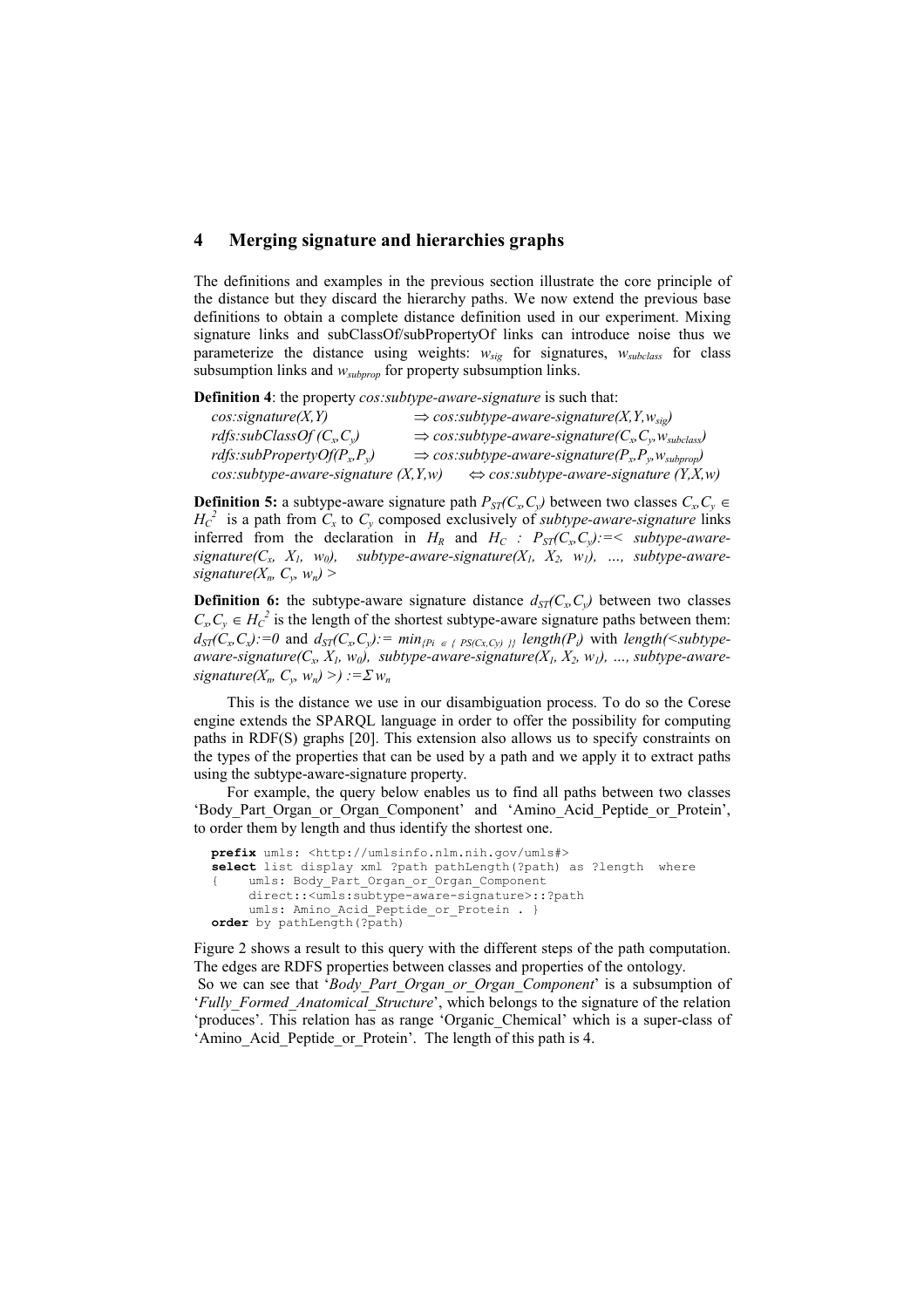## 4 Merging signature and hierarchies graphs

The definitions and examples in the previous section illustrate the core principle of the distance but they discard the hierarchy paths. We now extend the previous base definitions to obtain a complete distance definition used in our experiment. Mixing signature links and subClassOf/subPropertyOf links can introduce noise thus we parameterize the distance using weights: $w_{sig}$ for signatures, $w_{subclass}$ for class subsumption links and $w_{subprop}$ for property subsumption links.

**Definition 4**: the property *cos:subtype-aware-signature* is such that:

*cos:signature(X,Y)* $\Rightarrow$ *cos:subtype-aware-signature(X,Y,*$w_{sig}$*)*
*rdfs:subClassOf (*$C_x$*,*$C_y$*)* $\Rightarrow$ *cos:subtype-aware-signature(*$C_x$*,*$C_y$*,*$w_{subclass}$*)*
*rdfs:subPropertyOf(*$P_x$*,*$P_y$*)* $\Rightarrow$ *cos:subtype-aware-signature(*$P_x$*,*$P_y$*,*$w_{subprop}$*)*
*cos:subtype-aware-signature (X,Y,w)* $\Leftrightarrow$ *cos:subtype-aware-signature (Y,X,w)*

**Definition 5:** a subtype-aware signature path $P_{ST}(C_x,C_y)$ between two classes $C_x,C_y \in H_C^2$ is a path from $C_x$ to $C_y$ composed exclusively of *subtype-aware-signature* links inferred from the declaration in $H_R$ and $H_C$ : $P_{ST}(C_x,C_y)$:=< *subtype-aware-signature(*$C_x$*,* $X_1$*,* $w_0$*), subtype-aware-signature(*$X_1$*,* $X_2$*,* $w_1$*), …, subtype-aware-signature(*$X_n$*,* $C_y$*,* $w_n$*)* >

**Definition 6:** the subtype-aware signature distance $d_{ST}(C_x,C_y)$ between two classes $C_x,C_y \in H_C^2$ is the length of the shortest subtype-aware signature paths between them: $d_{ST}(C_x,C_x):=0$ and $d_{ST}(C_x,C_y):= \min_{\{P_i \in \{PS(Cx,Cy)\}\}} length(P_i)$ with *length(<subtype-aware-signature(*$C_x$*,* $X_1$*,* $w_0$*), subtype-aware-signature(*$X_1$*,* $X_2$*,* $w_1$*), …, subtype-aware-signature(*$X_n$*,* $C_y$*,* $w_n$*)* >*)* $:=\Sigma w_n$

This is the distance we use in our disambiguation process. To do so the Corese engine extends the SPARQL language in order to offer the possibility for computing paths in RDF(S) graphs [20]. This extension also allows us to specify constraints on the types of the properties that can be used by a path and we apply it to extract paths using the subtype-aware-signature property.

For example, the query below enables us to find all paths between two classes 'Body_Part_Organ_or_Organ_Component' and 'Amino_Acid_Peptide_or_Protein', to order them by length and thus identify the shortest one.

```
prefix umls: <http://umlsinfo.nlm.nih.gov/umls#>
select list display xml ?path pathLength(?path) as ?length  where
{    umls: Body_Part_Organ_or_Organ_Component
     direct::<umls:subtype-aware-signature>::?path
     umls: Amino_Acid_Peptide_or_Protein . }
order by pathLength(?path)
```

Figure 2 shows a result to this query with the different steps of the path computation. The edges are RDFS properties between classes and properties of the ontology.

So we can see that '*Body_Part_Organ_or_Organ_Component*' is a subsumption of '*Fully_Formed_Anatomical_Structure*', which belongs to the signature of the relation 'produces'. This relation has as range 'Organic_Chemical' which is a super-class of 'Amino_Acid_Peptide_or_Protein'. The length of this path is 4.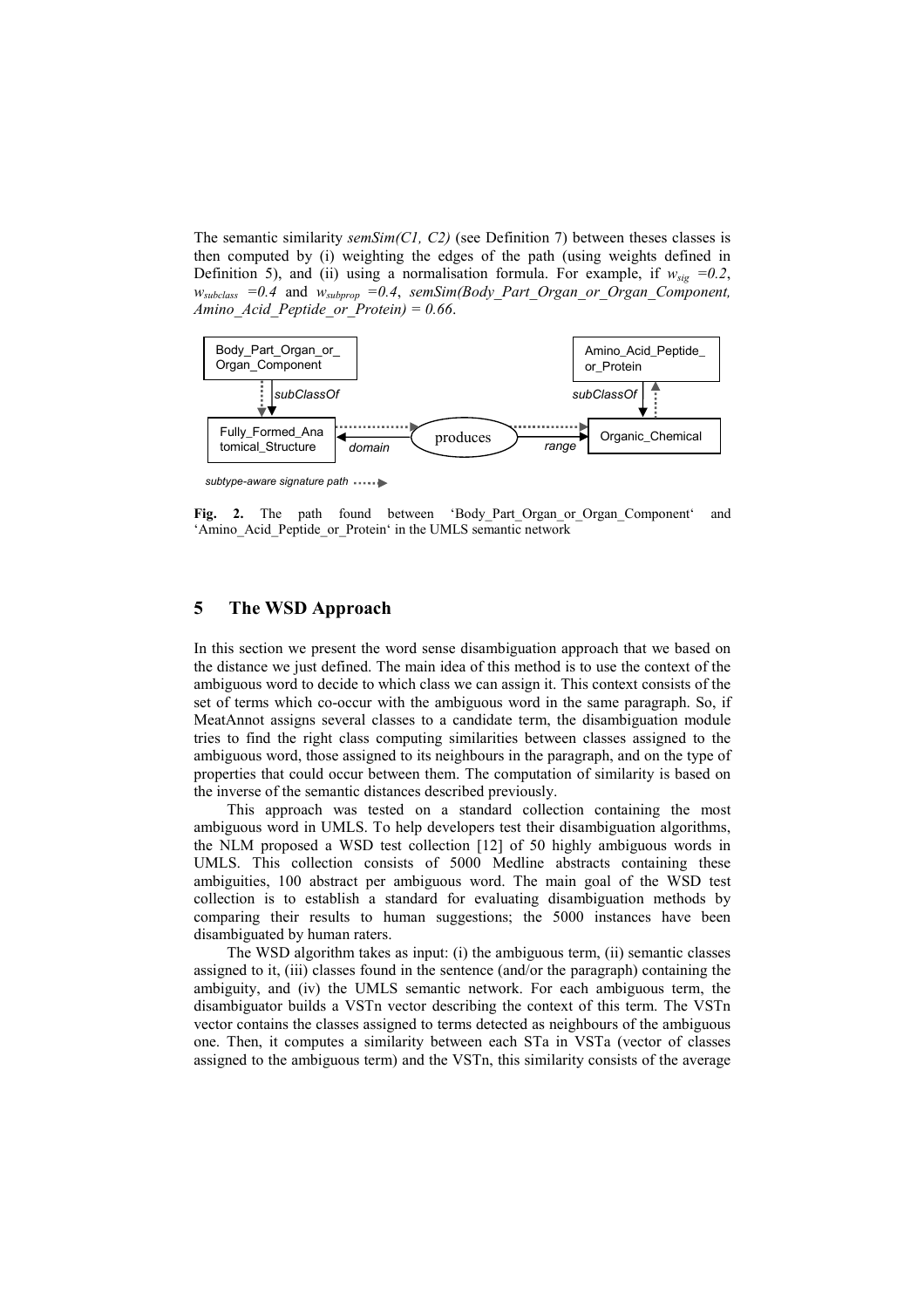The semantic similarity *semSim(C1, C2)* (see Definition 7) between theses classes is then computed by (i) weighting the edges of the path (using weights defined in Definition 5), and (ii) using a normalisation formula. For example, if $w_{sig} = 0.2$, $w_{subclass} = 0.4$ and $w_{subprop} = 0.4$, *semSim(Body_Part_Organ_or_Organ_Component, Amino_Acid_Peptide_or_Protein) = 0.66*.

Body_Part_Organ_or_Organ_Component

subClassOf

Fully_Formed_Anatomical_Structure

domain

produces

range

Organic_Chemical

subClassOf

Amino_Acid_Peptide_or_Protein

subtype-aware signature path

**Fig. 2.** The path found between 'Body_Part_Organ_or_Organ_Component' and 'Amino_Acid_Peptide_or_Protein' in the UMLS semantic network

## 5 The WSD Approach

In this section we present the word sense disambiguation approach that we based on the distance we just defined. The main idea of this method is to use the context of the ambiguous word to decide to which class we can assign it. This context consists of the set of terms which co-occur with the ambiguous word in the same paragraph. So, if MeatAnnot assigns several classes to a candidate term, the disambiguation module tries to find the right class computing similarities between classes assigned to the ambiguous word, those assigned to its neighbours in the paragraph, and on the type of properties that could occur between them. The computation of similarity is based on the inverse of the semantic distances described previously.

This approach was tested on a standard collection containing the most ambiguous word in UMLS. To help developers test their disambiguation algorithms, the NLM proposed a WSD test collection [12] of 50 highly ambiguous words in UMLS. This collection consists of 5000 Medline abstracts containing these ambiguities, 100 abstract per ambiguous word. The main goal of the WSD test collection is to establish a standard for evaluating disambiguation methods by comparing their results to human suggestions; the 5000 instances have been disambiguated by human raters.

The WSD algorithm takes as input: (i) the ambiguous term, (ii) semantic classes assigned to it, (iii) classes found in the sentence (and/or the paragraph) containing the ambiguity, and (iv) the UMLS semantic network. For each ambiguous term, the disambiguator builds a VSTn vector describing the context of this term. The VSTn vector contains the classes assigned to terms detected as neighbours of the ambiguous one. Then, it computes a similarity between each STa in VSTa (vector of classes assigned to the ambiguous term) and the VSTn, this similarity consists of the average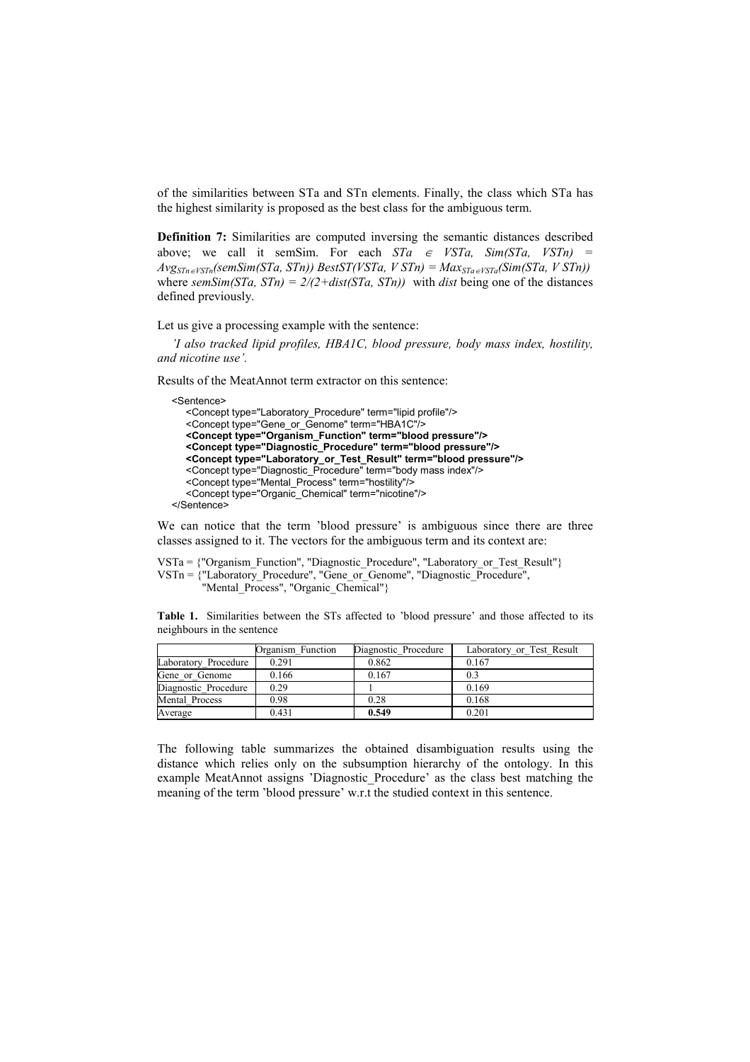of the similarities between STa and STn elements. Finally, the class which STa has the highest similarity is proposed as the best class for the ambiguous term.

**Definition 7:** Similarities are computed inversing the semantic distances described above; we call it semSim. For each $STa \in VSTa$, $Sim(STa, VSTn) = Avg_{STn \in VSTn}(semSim(STa, STn))$ $BestST(VSTa, VSTn) = Max_{STa \in VSTa}(Sim(STa, VSTn))$ where $semSim(STa, STn) = 2/(2+dist(STa, STn))$ with *dist* being one of the distances defined previously.

Let us give a processing example with the sentence:

*'I also tracked lipid profiles, HBA1C, blood pressure, body mass index, hostility, and nicotine use'.*

Results of the MeatAnnot term extractor on this sentence:

```
<Sentence>
    <Concept type="Laboratory_Procedure" term="lipid profile"/>
    <Concept type="Gene_or_Genome" term="HBA1C"/>
    <Concept type="Organism_Function" term="blood pressure"/>
    <Concept type="Diagnostic_Procedure" term="blood pressure"/>
    <Concept type="Laboratory_or_Test_Result" term="blood pressure"/>
    <Concept type="Diagnostic_Procedure" term="body mass index"/>
    <Concept type="Mental_Process" term="hostility"/>
    <Concept type="Organic_Chemical" term="nicotine"/>
</Sentence>
```

We can notice that the term 'blood pressure' is ambiguous since there are three classes assigned to it. The vectors for the ambiguous term and its context are:

VSTa = {"Organism_Function", "Diagnostic_Procedure", "Laboratory_or_Test_Result"}
VSTn = {"Laboratory_Procedure", "Gene_or_Genome", "Diagnostic_Procedure", "Mental_Process", "Organic_Chemical"}

**Table 1.** Similarities between the STs affected to 'blood pressure' and those affected to its neighbours in the sentence

| | Organism_Function | Diagnostic_Procedure | Laboratory_or_Test_Result |
|---|---|---|---|
| Laboratory_Procedure | 0.291 | 0.862 | 0.167 |
| Gene_or_Genome | 0.166 | 0.167 | 0.3 |
| Diagnostic_Procedure | 0.29 | 1 | 0.169 |
| Mental_Process | 0.98 | 0.28 | 0.168 |
| Average | 0.431 | **0.549** | 0.201 |

The following table summarizes the obtained disambiguation results using the distance which relies only on the subsumption hierarchy of the ontology. In this example MeatAnnot assigns 'Diagnostic_Procedure' as the class best matching the meaning of the term 'blood pressure' w.r.t the studied context in this sentence.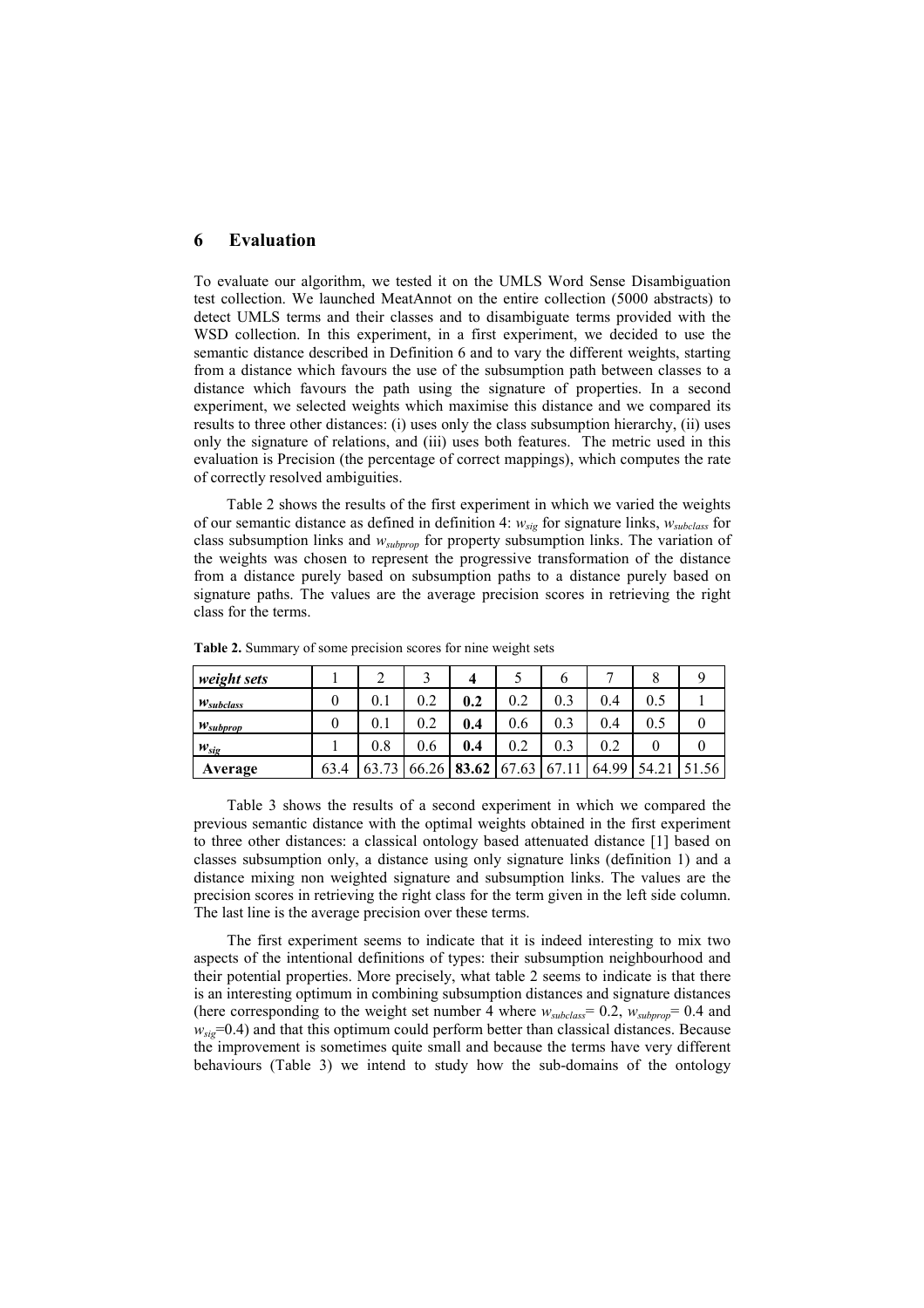## 6 Evaluation

To evaluate our algorithm, we tested it on the UMLS Word Sense Disambiguation test collection. We launched MeatAnnot on the entire collection (5000 abstracts) to detect UMLS terms and their classes and to disambiguate terms provided with the WSD collection. In this experiment, in a first experiment, we decided to use the semantic distance described in Definition 6 and to vary the different weights, starting from a distance which favours the use of the subsumption path between classes to a distance which favours the path using the signature of properties. In a second experiment, we selected weights which maximise this distance and we compared its results to three other distances: (i) uses only the class subsumption hierarchy, (ii) uses only the signature of relations, and (iii) uses both features. The metric used in this evaluation is Precision (the percentage of correct mappings), which computes the rate of correctly resolved ambiguities.

Table 2 shows the results of the first experiment in which we varied the weights of our semantic distance as defined in definition 4: $w_{sig}$ for signature links, $w_{subclass}$ for class subsumption links and $w_{subprop}$ for property subsumption links. The variation of the weights was chosen to represent the progressive transformation of the distance from a distance purely based on subsumption paths to a distance purely based on signature paths. The values are the average precision scores in retrieving the right class for the terms.

**Table 2.** Summary of some precision scores for nine weight sets

| ***weight sets*** | 1 | 2 | 3 | **4** | 5 | 6 | 7 | 8 | 9 |
|---|---|---|---|---|---|---|---|---|---|
| $w_{subclass}$ | 0 | 0.1 | 0.2 | **0.2** | 0.2 | 0.3 | 0.4 | 0.5 | 1 |
| $w_{subprop}$ | 0 | 0.1 | 0.2 | **0.4** | 0.6 | 0.3 | 0.4 | 0.5 | 0 |
| $w_{sig}$ | 1 | 0.8 | 0.6 | **0.4** | 0.2 | 0.3 | 0.2 | 0 | 0 |
| **Average** | 63.4 | 63.73 | 66.26 | **83.62** | 67.63 | 67.11 | 64.99 | 54.21 | 51.56 |

Table 3 shows the results of a second experiment in which we compared the previous semantic distance with the optimal weights obtained in the first experiment to three other distances: a classical ontology based attenuated distance [1] based on classes subsumption only, a distance using only signature links (definition 1) and a distance mixing non weighted signature and subsumption links. The values are the precision scores in retrieving the right class for the term given in the left side column. The last line is the average precision over these terms.

The first experiment seems to indicate that it is indeed interesting to mix two aspects of the intentional definitions of types: their subsumption neighbourhood and their potential properties. More precisely, what table 2 seems to indicate is that there is an interesting optimum in combining subsumption distances and signature distances (here corresponding to the weight set number 4 where $w_{subclass}$= 0.2, $w_{subprop}$= 0.4 and $w_{sig}$=0.4) and that this optimum could perform better than classical distances. Because the improvement is sometimes quite small and because the terms have very different behaviours (Table 3) we intend to study how the sub-domains of the ontology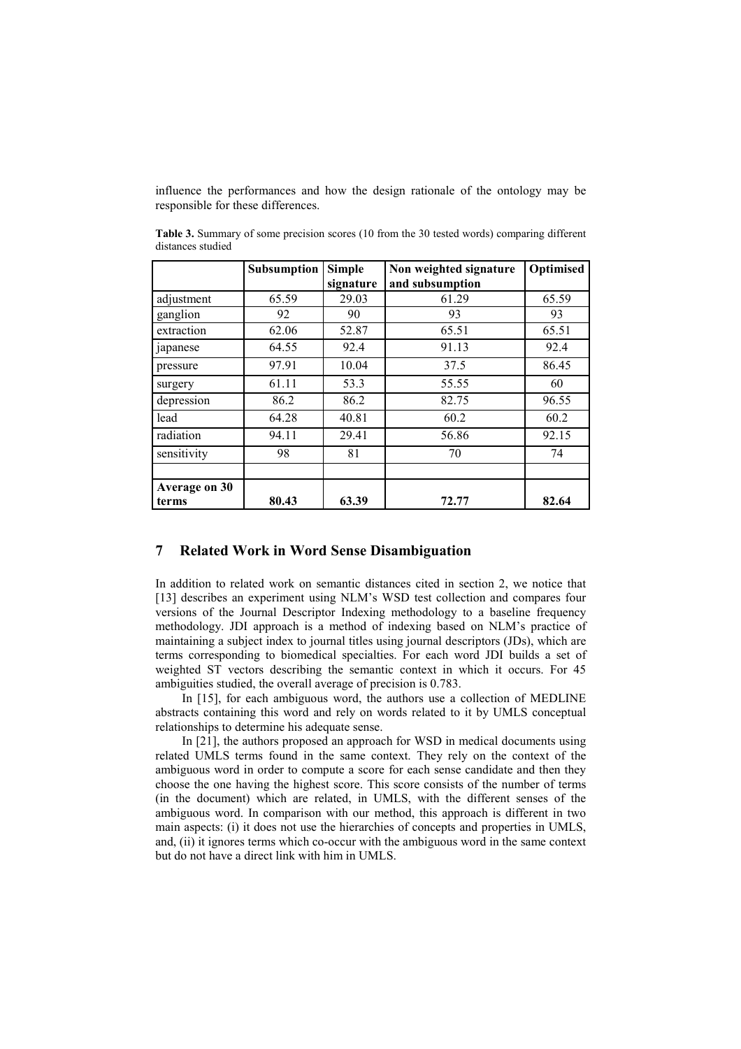influence the performances and how the design rationale of the ontology may be responsible for these differences.

**Table 3.** Summary of some precision scores (10 from the 30 tested words) comparing different distances studied

| | **Subsumption** | **Simple signature** | **Non weighted signature and subsumption** | **Optimised** |
|---|---|---|---|---|
| adjustment | 65.59 | 29.03 | 61.29 | 65.59 |
| ganglion | 92 | 90 | 93 | 93 |
| extraction | 62.06 | 52.87 | 65.51 | 65.51 |
| japanese | 64.55 | 92.4 | 91.13 | 92.4 |
| pressure | 97.91 | 10.04 | 37.5 | 86.45 |
| surgery | 61.11 | 53.3 | 55.55 | 60 |
| depression | 86.2 | 86.2 | 82.75 | 96.55 |
| lead | 64.28 | 40.81 | 60.2 | 60.2 |
| radiation | 94.11 | 29.41 | 56.86 | 92.15 |
| sensitivity | 98 | 81 | 70 | 74 |
| | | | | |
| **Average on 30 terms** | **80.43** | **63.39** | **72.77** | **82.64** |

## 7 Related Work in Word Sense Disambiguation

In addition to related work on semantic distances cited in section 2, we notice that [13] describes an experiment using NLM's WSD test collection and compares four versions of the Journal Descriptor Indexing methodology to a baseline frequency methodology. JDI approach is a method of indexing based on NLM's practice of maintaining a subject index to journal titles using journal descriptors (JDs), which are terms corresponding to biomedical specialties. For each word JDI builds a set of weighted ST vectors describing the semantic context in which it occurs. For 45 ambiguities studied, the overall average of precision is 0.783.

In [15], for each ambiguous word, the authors use a collection of MEDLINE abstracts containing this word and rely on words related to it by UMLS conceptual relationships to determine his adequate sense.

In [21], the authors proposed an approach for WSD in medical documents using related UMLS terms found in the same context. They rely on the context of the ambiguous word in order to compute a score for each sense candidate and then they choose the one having the highest score. This score consists of the number of terms (in the document) which are related, in UMLS, with the different senses of the ambiguous word. In comparison with our method, this approach is different in two main aspects: (i) it does not use the hierarchies of concepts and properties in UMLS, and, (ii) it ignores terms which co-occur with the ambiguous word in the same context but do not have a direct link with him in UMLS.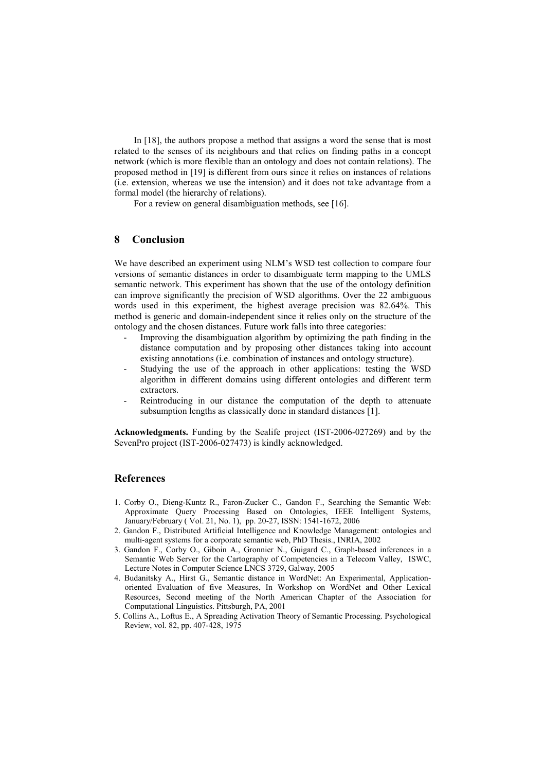In [18], the authors propose a method that assigns a word the sense that is most related to the senses of its neighbours and that relies on finding paths in a concept network (which is more flexible than an ontology and does not contain relations). The proposed method in [19] is different from ours since it relies on instances of relations (i.e. extension, whereas we use the intension) and it does not take advantage from a formal model (the hierarchy of relations).

For a review on general disambiguation methods, see [16].

## 8 Conclusion

We have described an experiment using NLM's WSD test collection to compare four versions of semantic distances in order to disambiguate term mapping to the UMLS semantic network. This experiment has shown that the use of the ontology definition can improve significantly the precision of WSD algorithms. Over the 22 ambiguous words used in this experiment, the highest average precision was 82.64%. This method is generic and domain-independent since it relies only on the structure of the ontology and the chosen distances. Future work falls into three categories:

- Improving the disambiguation algorithm by optimizing the path finding in the distance computation and by proposing other distances taking into account existing annotations (i.e. combination of instances and ontology structure).
- Studying the use of the approach in other applications: testing the WSD algorithm in different domains using different ontologies and different term extractors.
- Reintroducing in our distance the computation of the depth to attenuate subsumption lengths as classically done in standard distances [1].

**Acknowledgments.** Funding by the Sealife project (IST-2006-027269) and by the SevenPro project (IST-2006-027473) is kindly acknowledged.

## References

1. Corby O., Dieng-Kuntz R., Faron-Zucker C., Gandon F., Searching the Semantic Web: Approximate Query Processing Based on Ontologies, IEEE Intelligent Systems, January/February ( Vol. 21, No. 1), pp. 20-27, ISSN: 1541-1672, 2006
2. Gandon F., Distributed Artificial Intelligence and Knowledge Management: ontologies and multi-agent systems for a corporate semantic web, PhD Thesis., INRIA, 2002
3. Gandon F., Corby O., Giboin A., Gronnier N., Guigard C., Graph-based inferences in a Semantic Web Server for the Cartography of Competencies in a Telecom Valley, ISWC, Lecture Notes in Computer Science LNCS 3729, Galway, 2005
4. Budanitsky A., Hirst G., Semantic distance in WordNet: An Experimental, Application-oriented Evaluation of five Measures, In Workshop on WordNet and Other Lexical Resources, Second meeting of the North American Chapter of the Association for Computational Linguistics. Pittsburgh, PA, 2001
5. Collins A., Loftus E., A Spreading Activation Theory of Semantic Processing. Psychological Review, vol. 82, pp. 407-428, 1975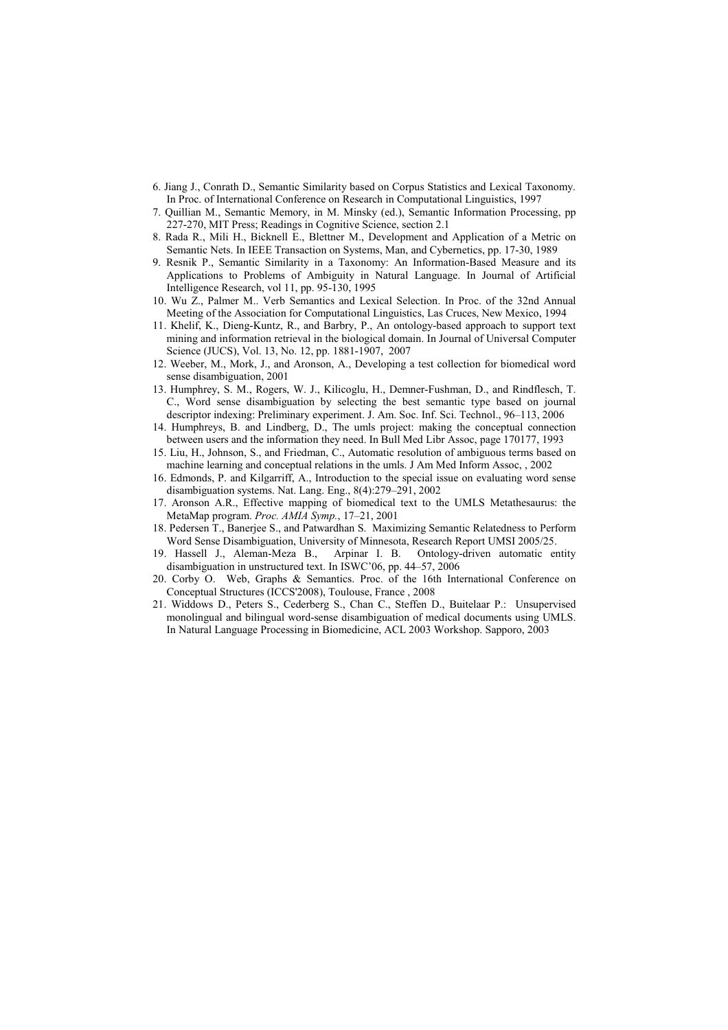6. Jiang J., Conrath D., Semantic Similarity based on Corpus Statistics and Lexical Taxonomy. In Proc. of International Conference on Research in Computational Linguistics, 1997
7. Quillian M., Semantic Memory, in M. Minsky (ed.), Semantic Information Processing, pp 227-270, MIT Press; Readings in Cognitive Science, section 2.1
8. Rada R., Mili H., Bicknell E., Blettner M., Development and Application of a Metric on Semantic Nets. In IEEE Transaction on Systems, Man, and Cybernetics, pp. 17-30, 1989
9. Resnik P., Semantic Similarity in a Taxonomy: An Information-Based Measure and its Applications to Problems of Ambiguity in Natural Language. In Journal of Artificial Intelligence Research, vol 11, pp. 95-130, 1995
10. Wu Z., Palmer M.. Verb Semantics and Lexical Selection. In Proc. of the 32nd Annual Meeting of the Association for Computational Linguistics, Las Cruces, New Mexico, 1994
11. Khelif, K., Dieng-Kuntz, R., and Barbry, P., An ontology-based approach to support text mining and information retrieval in the biological domain. In Journal of Universal Computer Science (JUCS), Vol. 13, No. 12, pp. 1881-1907, 2007
12. Weeber, M., Mork, J., and Aronson, A., Developing a test collection for biomedical word sense disambiguation, 2001
13. Humphrey, S. M., Rogers, W. J., Kilicoglu, H., Demner-Fushman, D., and Rindflesch, T. C., Word sense disambiguation by selecting the best semantic type based on journal descriptor indexing: Preliminary experiment. J. Am. Soc. Inf. Sci. Technol., 96–113, 2006
14. Humphreys, B. and Lindberg, D., The umls project: making the conceptual connection between users and the information they need. In Bull Med Libr Assoc, page 170177, 1993
15. Liu, H., Johnson, S., and Friedman, C., Automatic resolution of ambiguous terms based on machine learning and conceptual relations in the umls. J Am Med Inform Assoc, , 2002
16. Edmonds, P. and Kilgarriff, A., Introduction to the special issue on evaluating word sense disambiguation systems. Nat. Lang. Eng., 8(4):279–291, 2002
17. Aronson A.R., Effective mapping of biomedical text to the UMLS Metathesaurus: the MetaMap program. *Proc. AMIA Symp.*, 17–21, 2001
18. Pedersen T., Banerjee S., and Patwardhan S. Maximizing Semantic Relatedness to Perform Word Sense Disambiguation, University of Minnesota, Research Report UMSI 2005/25.
19. Hassell J., Aleman-Meza B., Arpinar I. B. Ontology-driven automatic entity disambiguation in unstructured text. In ISWC'06, pp. 44–57, 2006
20. Corby O. Web, Graphs & Semantics. Proc. of the 16th International Conference on Conceptual Structures (ICCS'2008), Toulouse, France , 2008
21. Widdows D., Peters S., Cederberg S., Chan C., Steffen D., Buitelaar P.: Unsupervised monolingual and bilingual word-sense disambiguation of medical documents using UMLS. In Natural Language Processing in Biomedicine, ACL 2003 Workshop. Sapporo, 2003